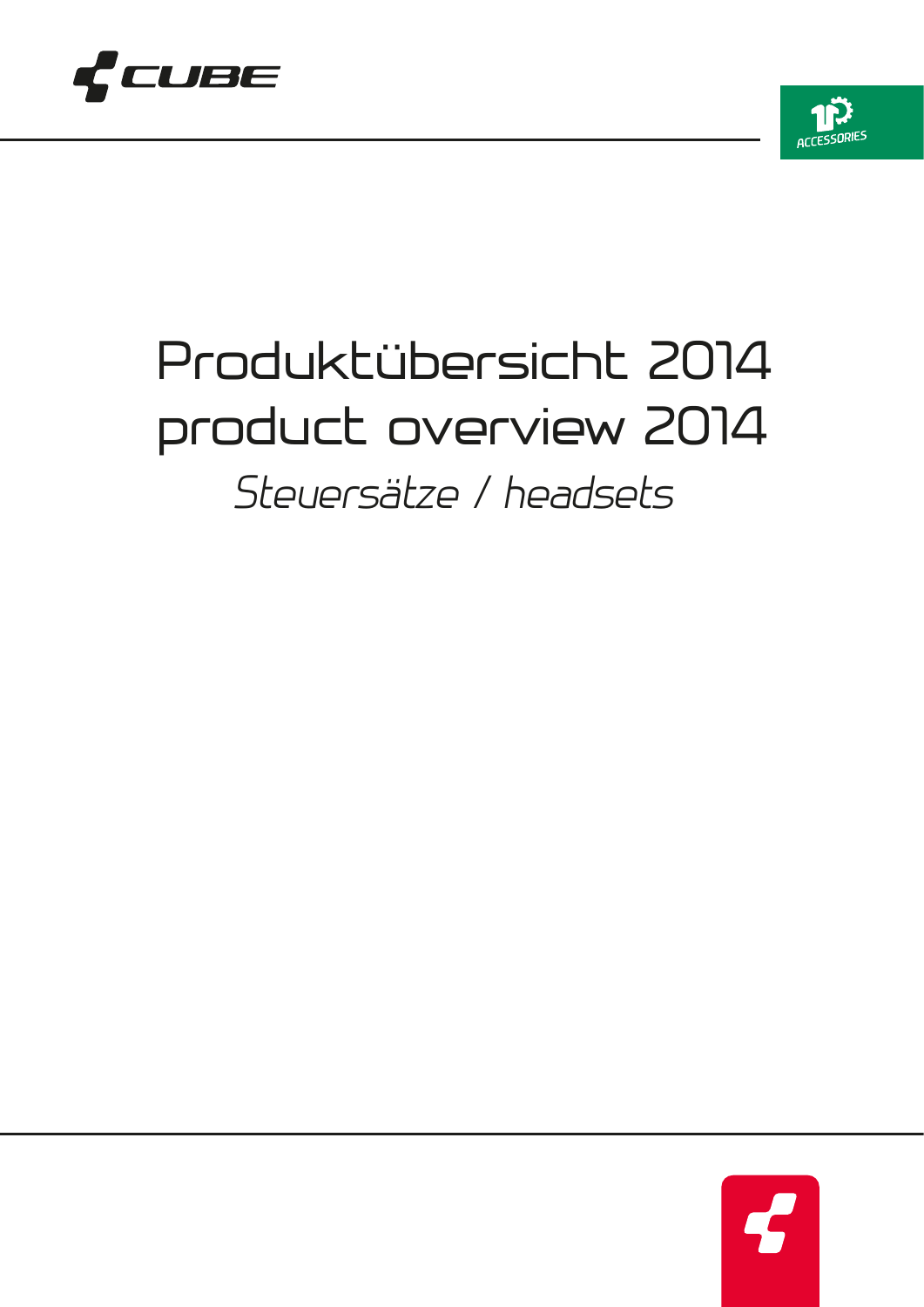# Produktübersicht 2014
# product overview 2014

*Steuersätze / headsets*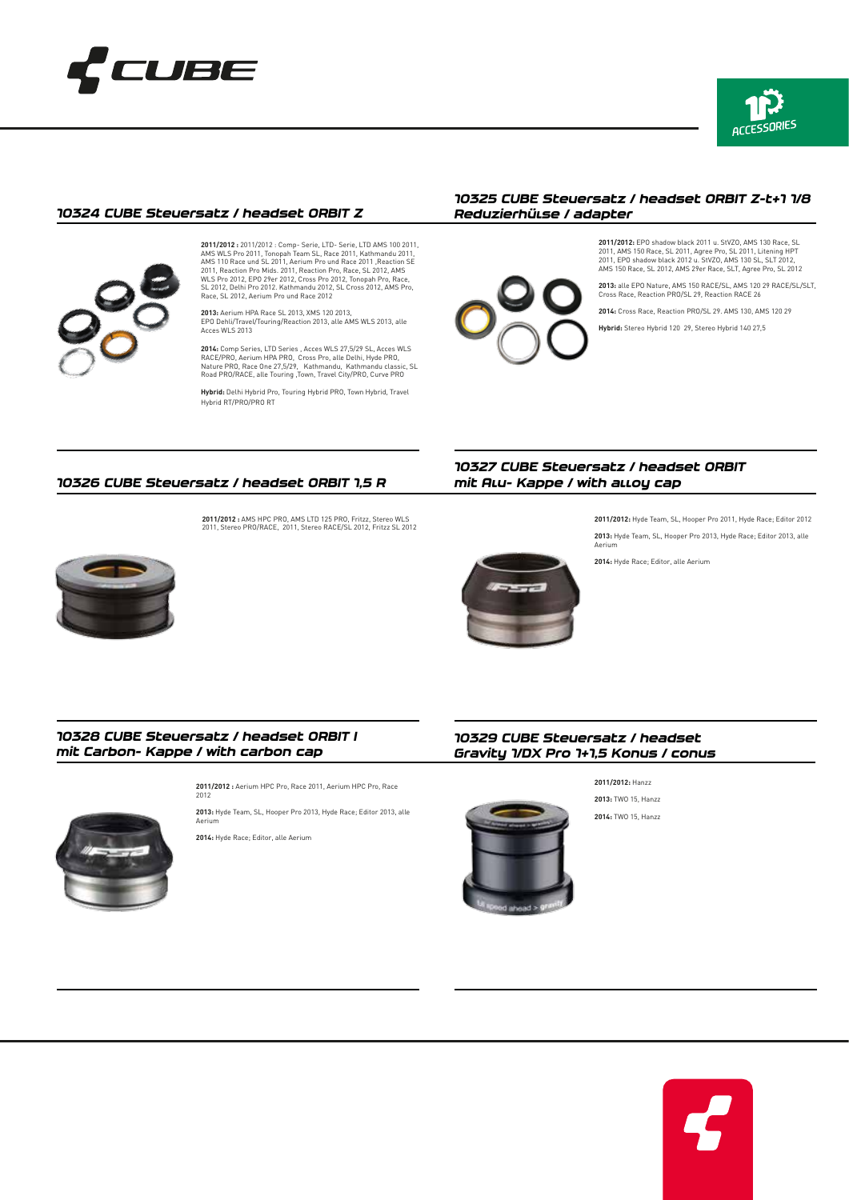## 10324 CUBE Steuersatz / headset ORBIT Z

**2011/2012 :** 2011/2012 : Comp- Serie, LTD- Serie, LTD AMS 100 2011, AMS WLS Pro 2011, Tonopah Team SL, Race 2011, Kathmandu 2011, AMS 110 Race und SL 2011, Aerium Pro und Race 2011 ,Reaction SE 2011, Reaction Pro Mids. 2011, Reaction Pro, Race, SL 2012, AMS WLS Pro 2012, EPO 29er 2012, Cross Pro 2012, Tonopah Pro, Race, SL 2012, Delhi Pro 2012. Kathmandu 2012, SL Cross 2012, AMS Pro, Race, SL 2012, Aerium Pro und Race 2012

**2013:** Aerium HPA Race SL 2013, XMS 120 2013, EPO Dehli/Travel/Touring/Reaction 2013, alle AMS WLS 2013, alle Acces WLS 2013

**2014:** Comp Series, LTD Series , Acces WLS 27,5/29 SL, Acces WLS RACE/PRO, Aerium HPA PRO, Cross Pro, alle Delhi, Hyde PRO, Nature PRO, Race One 27,5/29, Kathmandu, Kathmandu classic, SL Road PRO/RACE, alle Touring ,Town, Travel City/PRO, Curve PRO

**Hybrid:** Delhi Hybrid Pro, Touring Hybrid PRO, Town Hybrid, Travel Hybrid RT/PRO/PRO RT

## 10325 CUBE Steuersatz / headset ORBIT Z-t+1 1/8 Reduzierhülse / adapter

**2011/2012:** EPO shadow black 2011 u. StVZO, AMS 130 Race, SL 2011, AMS 150 Race, SL 2011, Agree Pro, SL 2011, Litening HPT 2011, EPO shadow black 2012 u. StVZO, AMS 130 SL, SLT 2012, AMS 150 Race, SL 2012, AMS 29er Race, SLT, Agree Pro, SL 2012

**2013:** alle EPO Nature, AMS 150 RACE/SL, AMS 120 29 RACE/SL/SLT, Cross Race, Reaction PRO/SL 29, Reaction RACE 26

**2014:** Cross Race, Reaction PRO/SL 29. AMS 130, AMS 120 29

**Hybrid:** Stereo Hybrid 120 29, Stereo Hybrid 140 27,5

## 10326 CUBE Steuersatz / headset ORBIT 1,5 R

**2011/2012 :** AMS HPC PRO, AMS LTD 125 PRO, Fritzz, Stereo WLS 2011, Stereo PRO/RACE, 2011, Stereo RACE/SL 2012, Fritzz SL 2012

## 10327 CUBE Steuersatz / headset ORBIT mit Alu- Kappe / with alloy cap

**2011/2012:** Hyde Team, SL, Hooper Pro 2011, Hyde Race; Editor 2012

**2013:** Hyde Team, SL, Hooper Pro 2013, Hyde Race; Editor 2013, alle Aerium

**2014:** Hyde Race; Editor, alle Aerium

## 10328 CUBE Steuersatz / headset ORBIT I mit Carbon- Kappe / with carbon cap

**2011/2012 :** Aerium HPC Pro, Race 2011, Aerium HPC Pro, Race 2012

**2013:** Hyde Team, SL, Hooper Pro 2013, Hyde Race; Editor 2013, alle Aerium

**2014:** Hyde Race; Editor, alle Aerium

## 10329 CUBE Steuersatz / headset Gravity 1/DX Pro 1+1,5 Konus / conus

**2011/2012:** Hanzz

**2013:** TWO 15, Hanzz

**2014:** TWO 15, Hanzz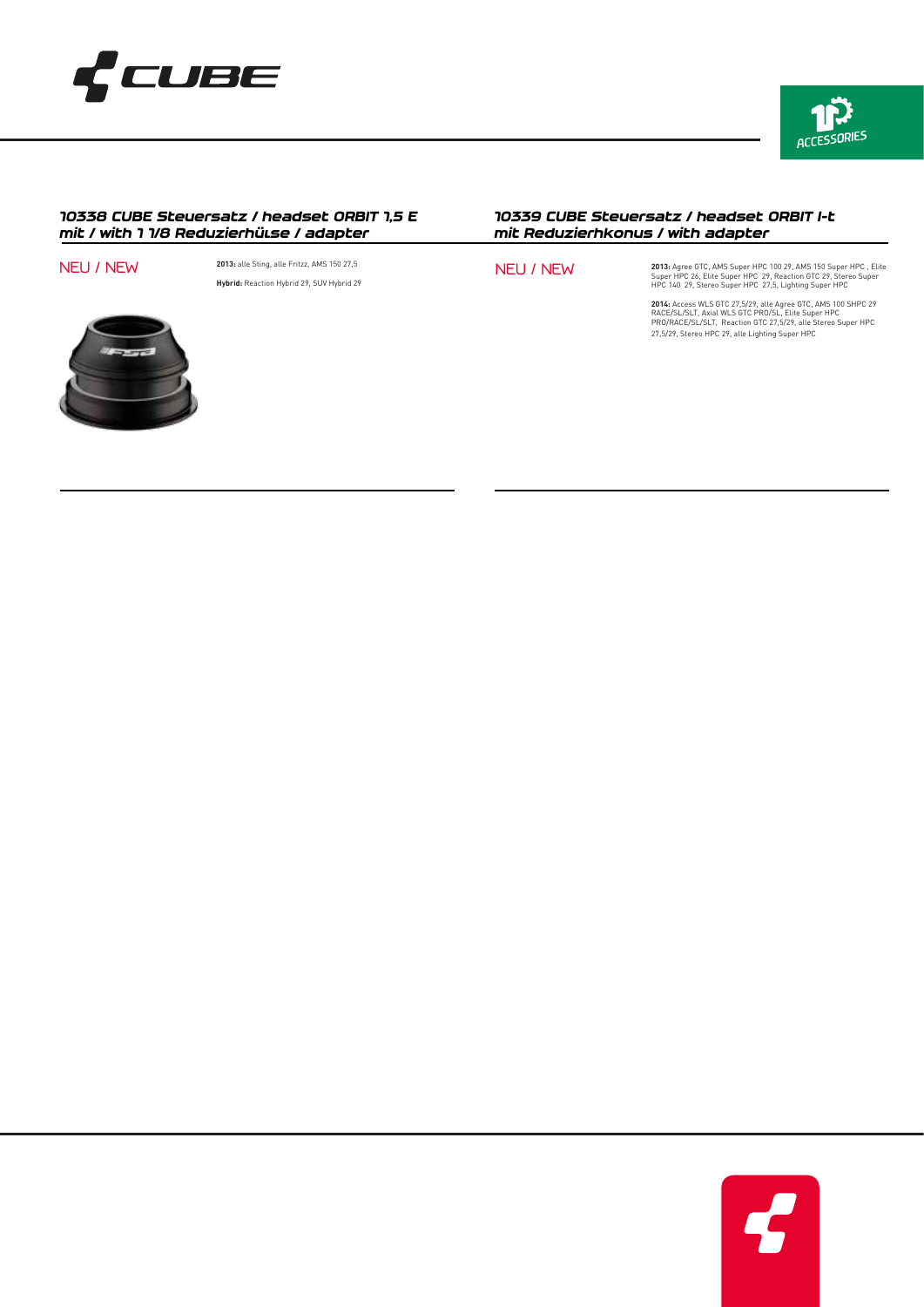### 10338 CUBE Steuersatz / headset ORBIT 1,5 E mit / with 1 1/8 Reduzierhülse / adapter

NEU / NEW

**2013:** alle Sting, alle Fritzz, AMS 150 27,5

**Hybrid:** Reaction Hybrid 29, SUV Hybrid 29

### 10339 CUBE Steuersatz / headset ORBIT I-t mit Reduzierhkonus / with adapter

NEU / NEW

**2013:** Agree GTC, AMS Super HPC 100 29, AMS 150 Super HPC , Elite Super HPC 26, Elite Super HPC 29, Reaction GTC 29, Stereo Super HPC 140 29, Stereo Super HPC 27,5, Lighting Super HPC

**2014:** Access WLS GTC 27,5/29, alle Agree GTC, AMS 100 SHPC 29 RACE/SL/SLT, Axial WLS GTC PRO/SL, Elite Super HPC PRO/RACE/SL/SLT, Reaction GTC 27,5/29, alle Stereo Super HPC 27,5/29, Stereo HPC 29, alle Lighting Super HPC